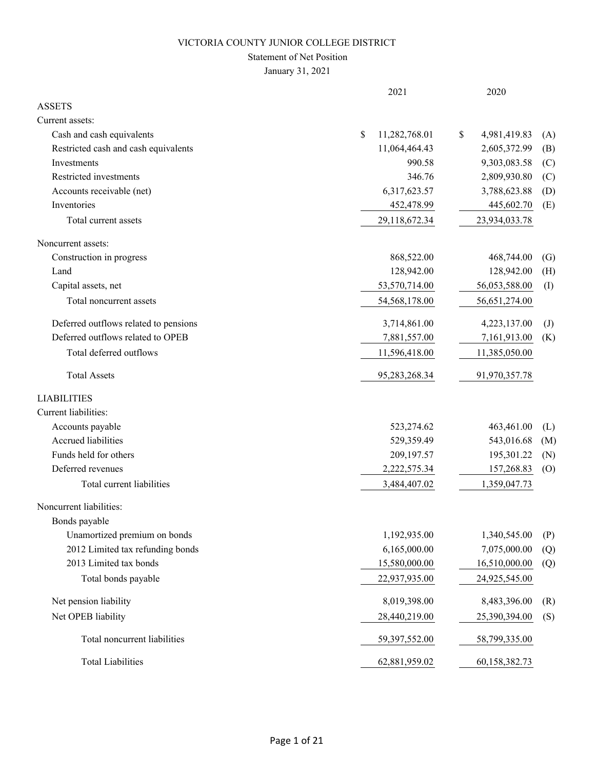# VICTORIA COUNTY JUNIOR COLLEGE DISTRICT

## Statement of Net Position

January 31, 2021

| | 2021 | 2020 | |
|---|---|---|---|
| **ASSETS** | | | |
| Current assets: | | | |
| Cash and cash equivalents | $ 11,282,768.01 | $ 4,981,419.83 | (A) |
| Restricted cash and cash equivalents | 11,064,464.43 | 2,605,372.99 | (B) |
| Investments | 990.58 | 9,303,083.58 | (C) |
| Restricted investments | 346.76 | 2,809,930.80 | (C) |
| Accounts receivable (net) | 6,317,623.57 | 3,788,623.88 | (D) |
| Inventories | 452,478.99 | 445,602.70 | (E) |
| Total current assets | 29,118,672.34 | 23,934,033.78 | |
| Noncurrent assets: | | | |
| Construction in progress | 868,522.00 | 468,744.00 | (G) |
| Land | 128,942.00 | 128,942.00 | (H) |
| Capital assets, net | 53,570,714.00 | 56,053,588.00 | (I) |
| Total noncurrent assets | 54,568,178.00 | 56,651,274.00 | |
| Deferred outflows related to pensions | 3,714,861.00 | 4,223,137.00 | (J) |
| Deferred outflows related to OPEB | 7,881,557.00 | 7,161,913.00 | (K) |
| Total deferred outflows | 11,596,418.00 | 11,385,050.00 | |
| Total Assets | 95,283,268.34 | 91,970,357.78 | |
| **LIABILITIES** | | | |
| Current liabilities: | | | |
| Accounts payable | 523,274.62 | 463,461.00 | (L) |
| Accrued liabilities | 529,359.49 | 543,016.68 | (M) |
| Funds held for others | 209,197.57 | 195,301.22 | (N) |
| Deferred revenues | 2,222,575.34 | 157,268.83 | (O) |
| Total current liabilities | 3,484,407.02 | 1,359,047.73 | |
| Noncurrent liabilities: | | | |
| Bonds payable | | | |
| Unamortized premium on bonds | 1,192,935.00 | 1,340,545.00 | (P) |
| 2012 Limited tax refunding bonds | 6,165,000.00 | 7,075,000.00 | (Q) |
| 2013 Limited tax bonds | 15,580,000.00 | 16,510,000.00 | (Q) |
| Total bonds payable | 22,937,935.00 | 24,925,545.00 | |
| Net pension liability | 8,019,398.00 | 8,483,396.00 | (R) |
| Net OPEB liability | 28,440,219.00 | 25,390,394.00 | (S) |
| Total noncurrent liabilities | 59,397,552.00 | 58,799,335.00 | |
| Total Liabilities | 62,881,959.02 | 60,158,382.73 | |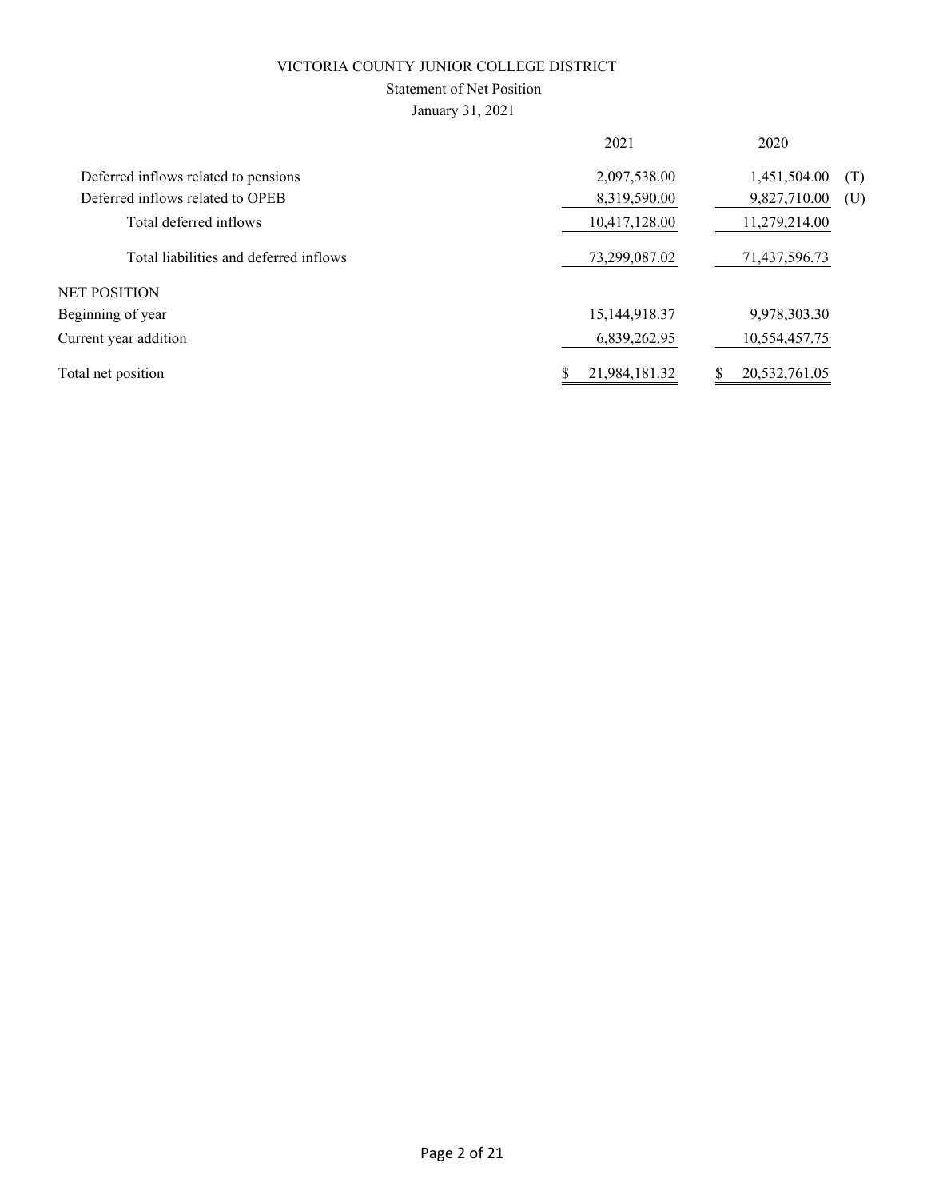VICTORIA COUNTY JUNIOR COLLEGE DISTRICT

Statement of Net Position

January 31, 2021

| | 2021 | 2020 | |
|---|---|---|---|
| Deferred inflows related to pensions | 2,097,538.00 | 1,451,504.00 | (T) |
| Deferred inflows related to OPEB | 8,319,590.00 | 9,827,710.00 | (U) |
| Total deferred inflows | 10,417,128.00 | 11,279,214.00 | |
| Total liabilities and deferred inflows | 73,299,087.02 | 71,437,596.73 | |
| NET POSITION | | | |
| Beginning of year | 15,144,918.37 | 9,978,303.30 | |
| Current year addition | 6,839,262.95 | 10,554,457.75 | |
| Total net position | $ 21,984,181.32 | $ 20,532,761.05 | |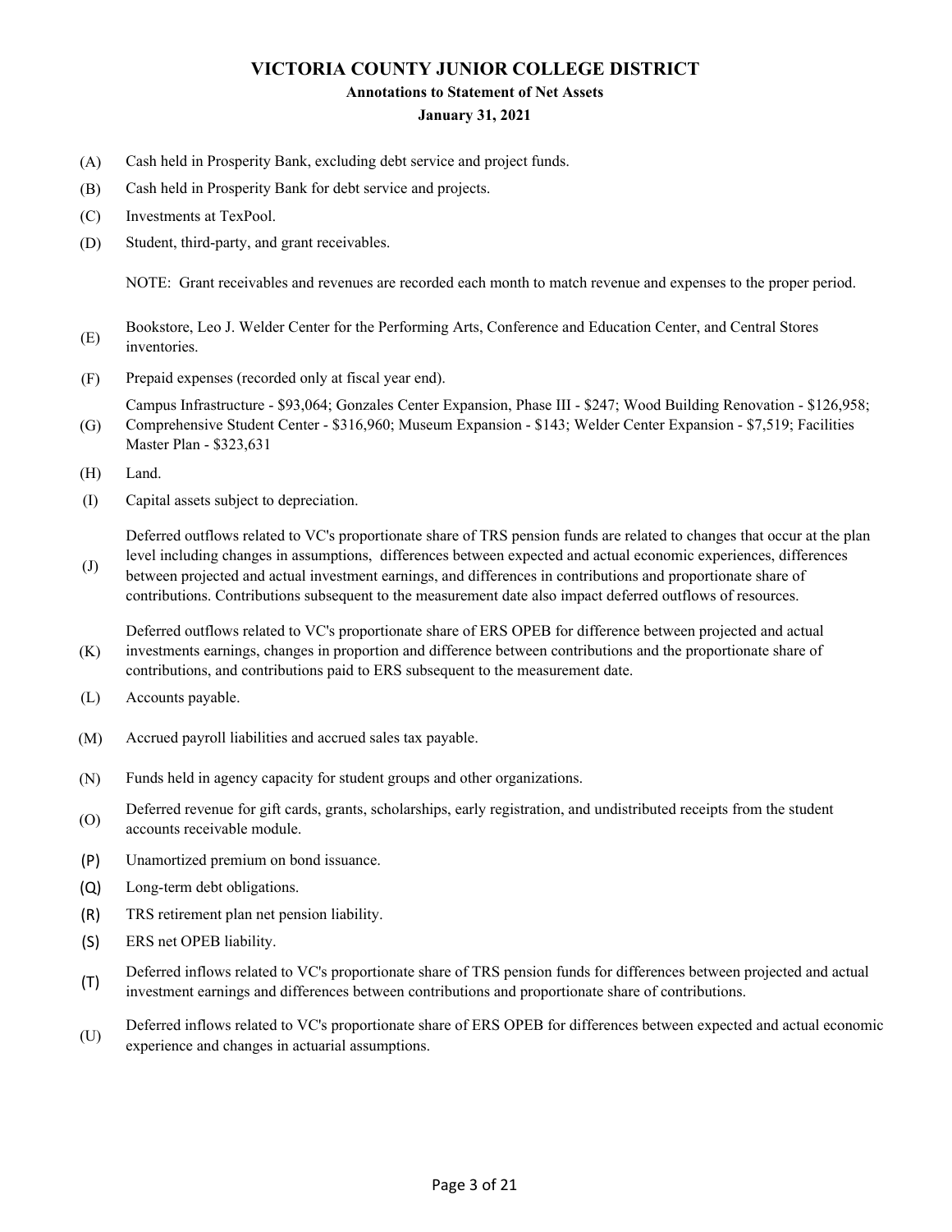# VICTORIA COUNTY JUNIOR COLLEGE DISTRICT

## Annotations to Statement of Net Assets

### January 31, 2021

(A) Cash held in Prosperity Bank, excluding debt service and project funds.

(B) Cash held in Prosperity Bank for debt service and projects.

(C) Investments at TexPool.

(D) Student, third-party, and grant receivables.

NOTE: Grant receivables and revenues are recorded each month to match revenue and expenses to the proper period.

(E) Bookstore, Leo J. Welder Center for the Performing Arts, Conference and Education Center, and Central Stores inventories.

(F) Prepaid expenses (recorded only at fiscal year end).

(G) Campus Infrastructure - $93,064; Gonzales Center Expansion, Phase III - $247; Wood Building Renovation - $126,958; Comprehensive Student Center - $316,960; Museum Expansion - $143; Welder Center Expansion - $7,519; Facilities Master Plan - $323,631

(H) Land.

(I) Capital assets subject to depreciation.

(J) Deferred outflows related to VC's proportionate share of TRS pension funds are related to changes that occur at the plan level including changes in assumptions, differences between expected and actual economic experiences, differences between projected and actual investment earnings, and differences in contributions and proportionate share of contributions. Contributions subsequent to the measurement date also impact deferred outflows of resources.

(K) Deferred outflows related to VC's proportionate share of ERS OPEB for difference between projected and actual investments earnings, changes in proportion and difference between contributions and the proportionate share of contributions, and contributions paid to ERS subsequent to the measurement date.

(L) Accounts payable.

(M) Accrued payroll liabilities and accrued sales tax payable.

(N) Funds held in agency capacity for student groups and other organizations.

(O) Deferred revenue for gift cards, grants, scholarships, early registration, and undistributed receipts from the student accounts receivable module.

(P) Unamortized premium on bond issuance.

(Q) Long-term debt obligations.

(R) TRS retirement plan net pension liability.

(S) ERS net OPEB liability.

(T) Deferred inflows related to VC's proportionate share of TRS pension funds for differences between projected and actual investment earnings and differences between contributions and proportionate share of contributions.

(U) Deferred inflows related to VC's proportionate share of ERS OPEB for differences between expected and actual economic experience and changes in actuarial assumptions.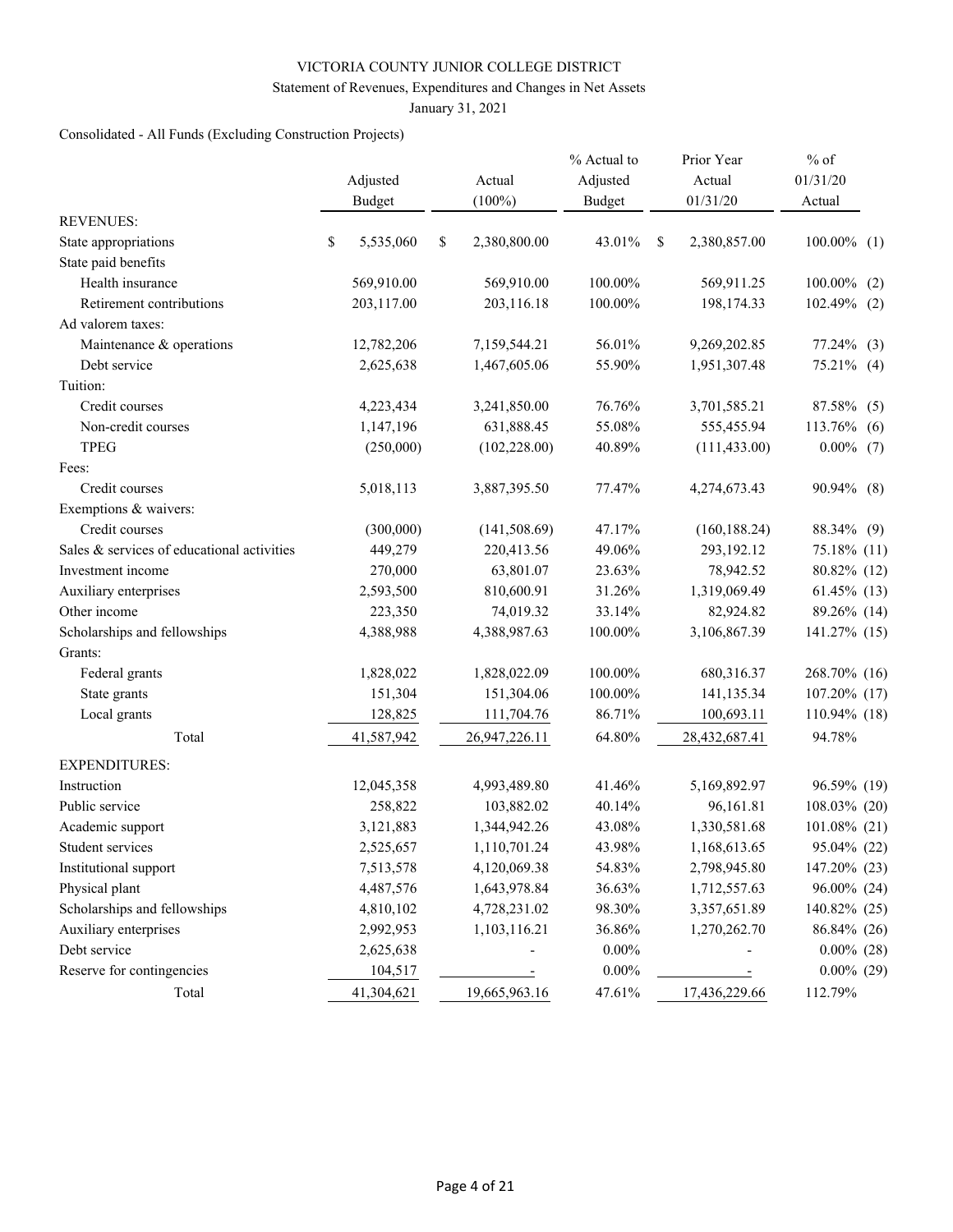VICTORIA COUNTY JUNIOR COLLEGE DISTRICT

Statement of Revenues, Expenditures and Changes in Net Assets

January 31, 2021

Consolidated - All Funds (Excluding Construction Projects)

| | Adjusted Budget | Actual (100%) | % Actual to Adjusted Budget | Prior Year Actual 01/31/20 | % of 01/31/20 Actual | |
|---|---|---|---|---|---|---|
| REVENUES: | | | | | | |
| State appropriations | $ 5,535,060 | $ 2,380,800.00 | 43.01% | $ 2,380,857.00 | 100.00% | (1) |
| State paid benefits | | | | | | |
| Health insurance | 569,910.00 | 569,910.00 | 100.00% | 569,911.25 | 100.00% | (2) |
| Retirement contributions | 203,117.00 | 203,116.18 | 100.00% | 198,174.33 | 102.49% | (2) |
| Ad valorem taxes: | | | | | | |
| Maintenance & operations | 12,782,206 | 7,159,544.21 | 56.01% | 9,269,202.85 | 77.24% | (3) |
| Debt service | 2,625,638 | 1,467,605.06 | 55.90% | 1,951,307.48 | 75.21% | (4) |
| Tuition: | | | | | | |
| Credit courses | 4,223,434 | 3,241,850.00 | 76.76% | 3,701,585.21 | 87.58% | (5) |
| Non-credit courses | 1,147,196 | 631,888.45 | 55.08% | 555,455.94 | 113.76% | (6) |
| TPEG | (250,000) | (102,228.00) | 40.89% | (111,433.00) | 0.00% | (7) |
| Fees: | | | | | | |
| Credit courses | 5,018,113 | 3,887,395.50 | 77.47% | 4,274,673.43 | 90.94% | (8) |
| Exemptions & waivers: | | | | | | |
| Credit courses | (300,000) | (141,508.69) | 47.17% | (160,188.24) | 88.34% | (9) |
| Sales & services of educational activities | 449,279 | 220,413.56 | 49.06% | 293,192.12 | 75.18% | (11) |
| Investment income | 270,000 | 63,801.07 | 23.63% | 78,942.52 | 80.82% | (12) |
| Auxiliary enterprises | 2,593,500 | 810,600.91 | 31.26% | 1,319,069.49 | 61.45% | (13) |
| Other income | 223,350 | 74,019.32 | 33.14% | 82,924.82 | 89.26% | (14) |
| Scholarships and fellowships | 4,388,988 | 4,388,987.63 | 100.00% | 3,106,867.39 | 141.27% | (15) |
| Grants: | | | | | | |
| Federal grants | 1,828,022 | 1,828,022.09 | 100.00% | 680,316.37 | 268.70% | (16) |
| State grants | 151,304 | 151,304.06 | 100.00% | 141,135.34 | 107.20% | (17) |
| Local grants | 128,825 | 111,704.76 | 86.71% | 100,693.11 | 110.94% | (18) |
| Total | 41,587,942 | 26,947,226.11 | 64.80% | 28,432,687.41 | 94.78% | |
| EXPENDITURES: | | | | | | |
| Instruction | 12,045,358 | 4,993,489.80 | 41.46% | 5,169,892.97 | 96.59% | (19) |
| Public service | 258,822 | 103,882.02 | 40.14% | 96,161.81 | 108.03% | (20) |
| Academic support | 3,121,883 | 1,344,942.26 | 43.08% | 1,330,581.68 | 101.08% | (21) |
| Student services | 2,525,657 | 1,110,701.24 | 43.98% | 1,168,613.65 | 95.04% | (22) |
| Institutional support | 7,513,578 | 4,120,069.38 | 54.83% | 2,798,945.80 | 147.20% | (23) |
| Physical plant | 4,487,576 | 1,643,978.84 | 36.63% | 1,712,557.63 | 96.00% | (24) |
| Scholarships and fellowships | 4,810,102 | 4,728,231.02 | 98.30% | 3,357,651.89 | 140.82% | (25) |
| Auxiliary enterprises | 2,992,953 | 1,103,116.21 | 36.86% | 1,270,262.70 | 86.84% | (26) |
| Debt service | 2,625,638 | - | 0.00% | - | 0.00% | (28) |
| Reserve for contingencies | 104,517 | - | 0.00% | - | 0.00% | (29) |
| Total | 41,304,621 | 19,665,963.16 | 47.61% | 17,436,229.66 | 112.79% | |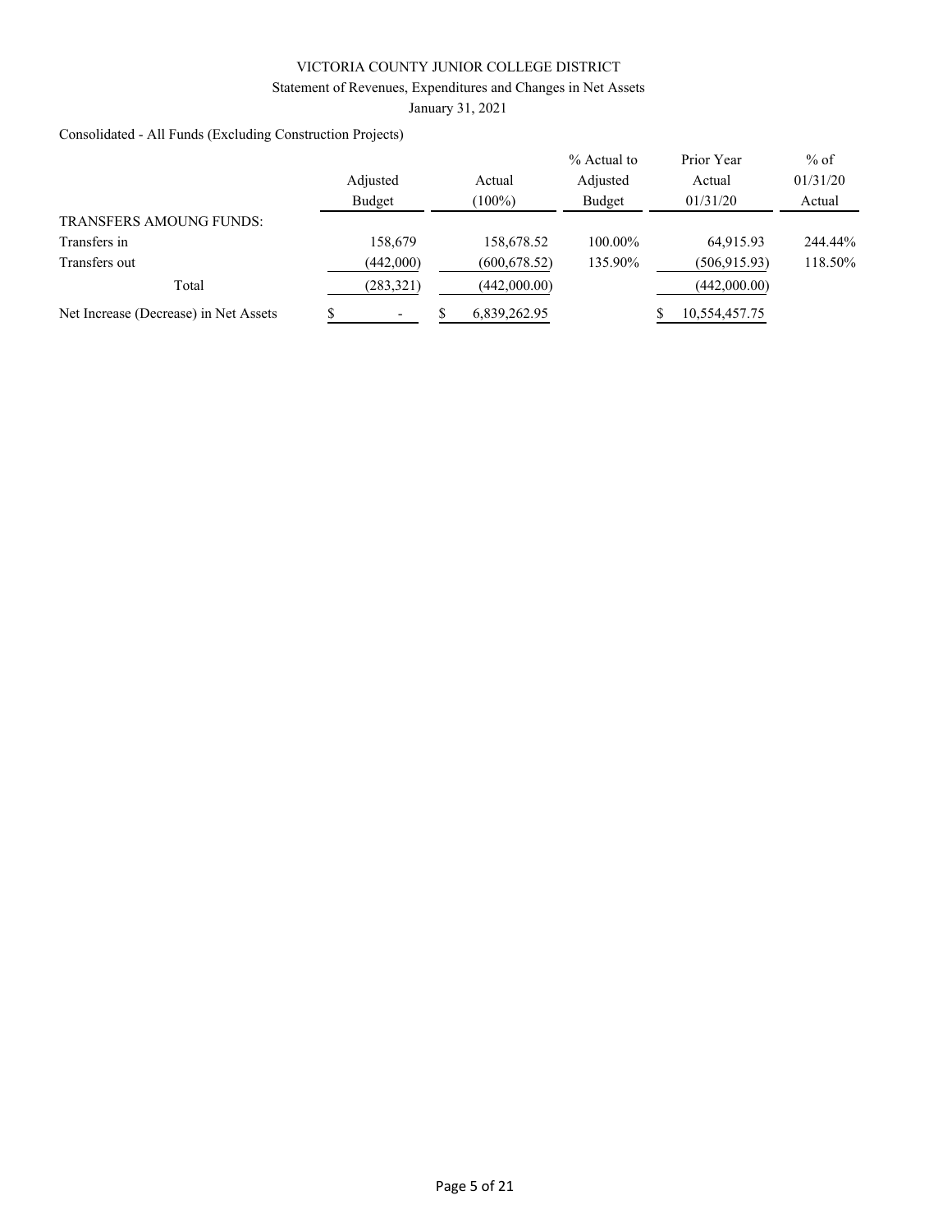VICTORIA COUNTY JUNIOR COLLEGE DISTRICT

Statement of Revenues, Expenditures and Changes in Net Assets

January 31, 2021

Consolidated - All Funds (Excluding Construction Projects)

| | Adjusted Budget | Actual (100%) | % Actual to Adjusted Budget | Prior Year Actual 01/31/20 | % of 01/31/20 Actual |
|---|---|---|---|---|---|
| TRANSFERS AMOUNG FUNDS: | | | | | |
| Transfers in | 158,679 | 158,678.52 | 100.00% | 64,915.93 | 244.44% |
| Transfers out | (442,000) | (600,678.52) | 135.90% | (506,915.93) | 118.50% |
| Total | (283,321) | (442,000.00) | | (442,000.00) | |
| Net Increase (Decrease) in Net Assets | $ - | $ 6,839,262.95 | | $ 10,554,457.75 | |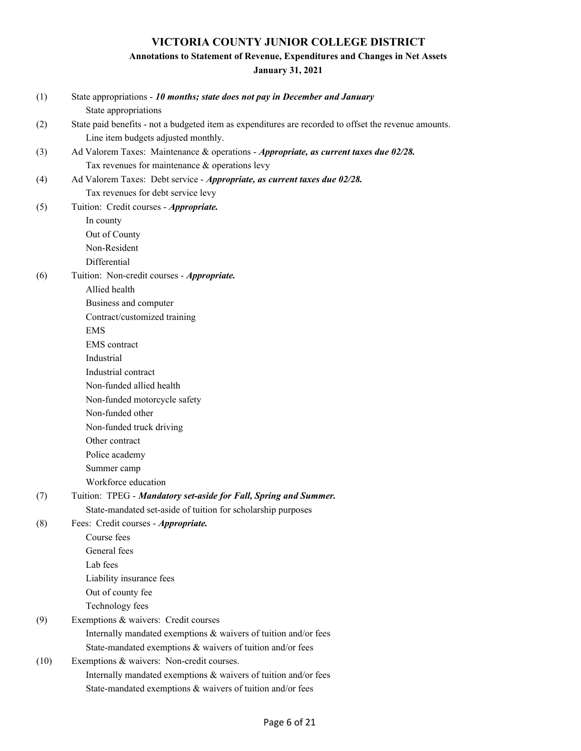# VICTORIA COUNTY JUNIOR COLLEGE DISTRICT

## Annotations to Statement of Revenue, Expenditures and Changes in Net Assets

### January 31, 2021

(1) State appropriations - ***10 months; state does not pay in December and January***

- State appropriations

(2) State paid benefits - not a budgeted item as expenditures are recorded to offset the revenue amounts.

- Line item budgets adjusted monthly.

(3) Ad Valorem Taxes: Maintenance & operations - ***Appropriate, as current taxes due 02/28.***

- Tax revenues for maintenance & operations levy

(4) Ad Valorem Taxes: Debt service - ***Appropriate, as current taxes due 02/28.***

- Tax revenues for debt service levy

(5) Tuition: Credit courses - ***Appropriate.***

- In county
- Out of County
- Non-Resident
- Differential

(6) Tuition: Non-credit courses - ***Appropriate.***

- Allied health
- Business and computer
- Contract/customized training
- EMS
- EMS contract
- Industrial
- Industrial contract
- Non-funded allied health
- Non-funded motorcycle safety
- Non-funded other
- Non-funded truck driving
- Other contract
- Police academy
- Summer camp
- Workforce education

(7) Tuition: TPEG - ***Mandatory set-aside for Fall, Spring and Summer.***

- State-mandated set-aside of tuition for scholarship purposes

(8) Fees: Credit courses - ***Appropriate.***

- Course fees
- General fees
- Lab fees
- Liability insurance fees
- Out of county fee
- Technology fees

(9) Exemptions & waivers: Credit courses

- Internally mandated exemptions & waivers of tuition and/or fees
- State-mandated exemptions & waivers of tuition and/or fees

(10) Exemptions & waivers: Non-credit courses.

- Internally mandated exemptions & waivers of tuition and/or fees
- State-mandated exemptions & waivers of tuition and/or fees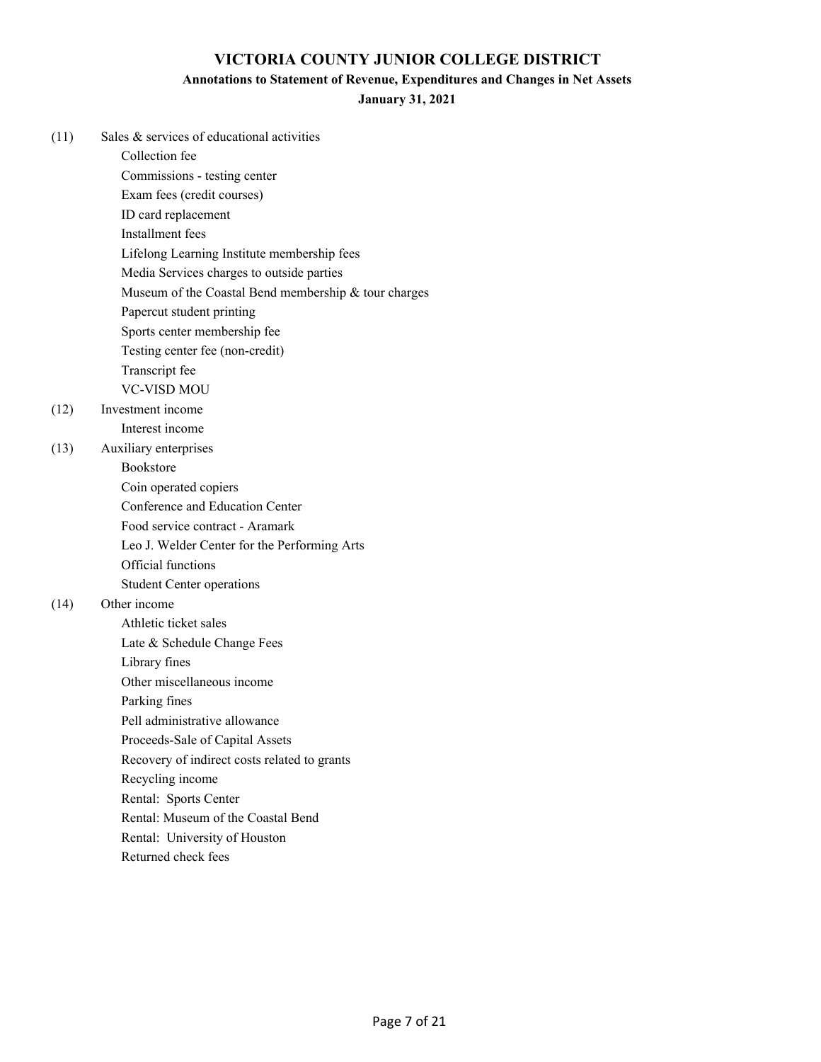# VICTORIA COUNTY JUNIOR COLLEGE DISTRICT

## Annotations to Statement of Revenue, Expenditures and Changes in Net Assets

### January 31, 2021

(11) Sales & services of educational activities

- Collection fee
- Commissions - testing center
- Exam fees (credit courses)
- ID card replacement
- Installment fees
- Lifelong Learning Institute membership fees
- Media Services charges to outside parties
- Museum of the Coastal Bend membership & tour charges
- Papercut student printing
- Sports center membership fee
- Testing center fee (non-credit)
- Transcript fee
- VC-VISD MOU

(12) Investment income

- Interest income

(13) Auxiliary enterprises

- Bookstore
- Coin operated copiers
- Conference and Education Center
- Food service contract - Aramark
- Leo J. Welder Center for the Performing Arts
- Official functions
- Student Center operations

(14) Other income

- Athletic ticket sales
- Late & Schedule Change Fees
- Library fines
- Other miscellaneous income
- Parking fines
- Pell administrative allowance
- Proceeds-Sale of Capital Assets
- Recovery of indirect costs related to grants
- Recycling income
- Rental: Sports Center
- Rental: Museum of the Coastal Bend
- Rental: University of Houston
- Returned check fees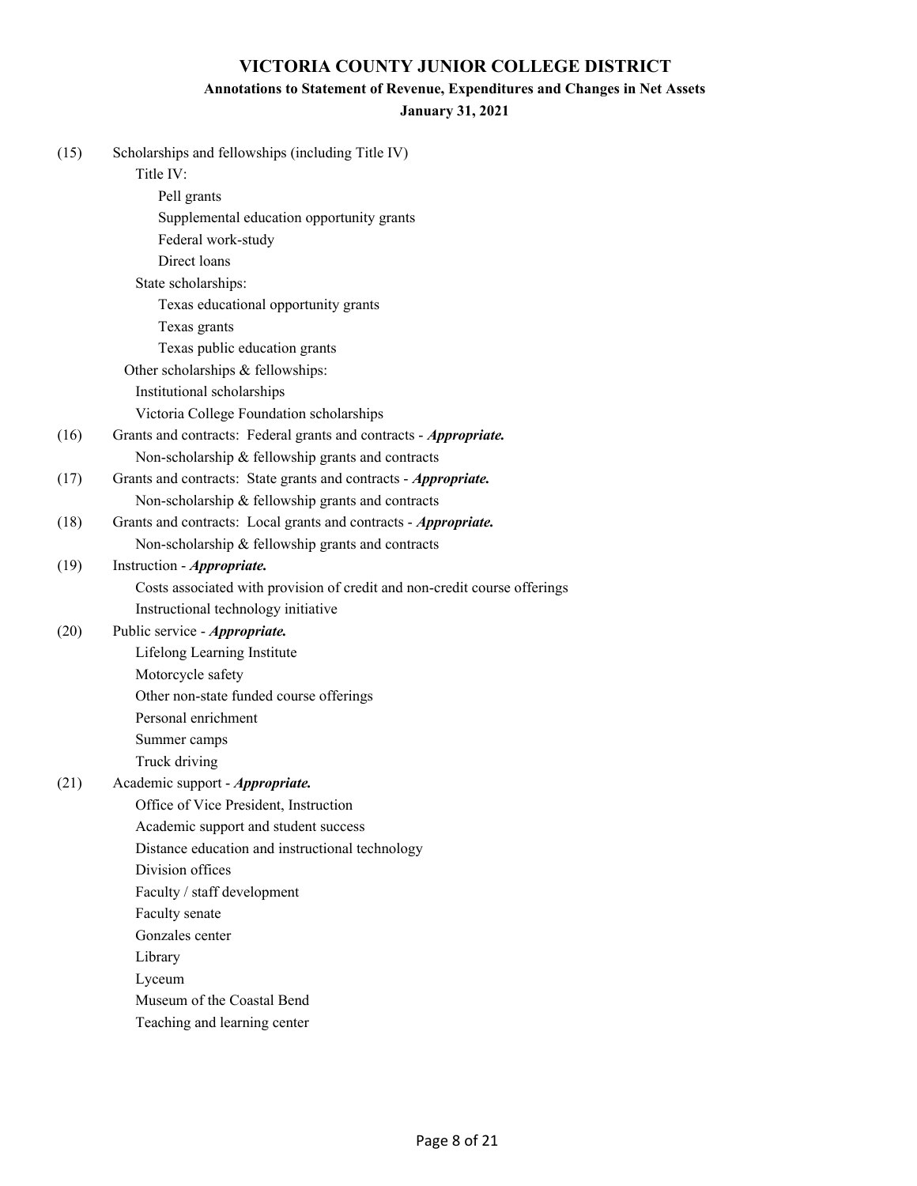# VICTORIA COUNTY JUNIOR COLLEGE DISTRICT

## Annotations to Statement of Revenue, Expenditures and Changes in Net Assets

### January 31, 2021

(15) Scholarships and fellowships (including Title IV)

- Title IV:
  - Pell grants
  - Supplemental education opportunity grants
  - Federal work-study
  - Direct loans
- State scholarships:
  - Texas educational opportunity grants
  - Texas grants
  - Texas public education grants
- Other scholarships & fellowships:
  - Institutional scholarships
  - Victoria College Foundation scholarships

(16) Grants and contracts: Federal grants and contracts - ***Appropriate.***

- Non-scholarship & fellowship grants and contracts

(17) Grants and contracts: State grants and contracts - ***Appropriate.***

- Non-scholarship & fellowship grants and contracts

(18) Grants and contracts: Local grants and contracts - ***Appropriate.***

- Non-scholarship & fellowship grants and contracts

(19) Instruction - ***Appropriate.***

- Costs associated with provision of credit and non-credit course offerings
- Instructional technology initiative

(20) Public service - ***Appropriate.***

- Lifelong Learning Institute
- Motorcycle safety
- Other non-state funded course offerings
- Personal enrichment
- Summer camps
- Truck driving

(21) Academic support - ***Appropriate.***

- Office of Vice President, Instruction
- Academic support and student success
- Distance education and instructional technology
- Division offices
- Faculty / staff development
- Faculty senate
- Gonzales center
- Library
- Lyceum
- Museum of the Coastal Bend
- Teaching and learning center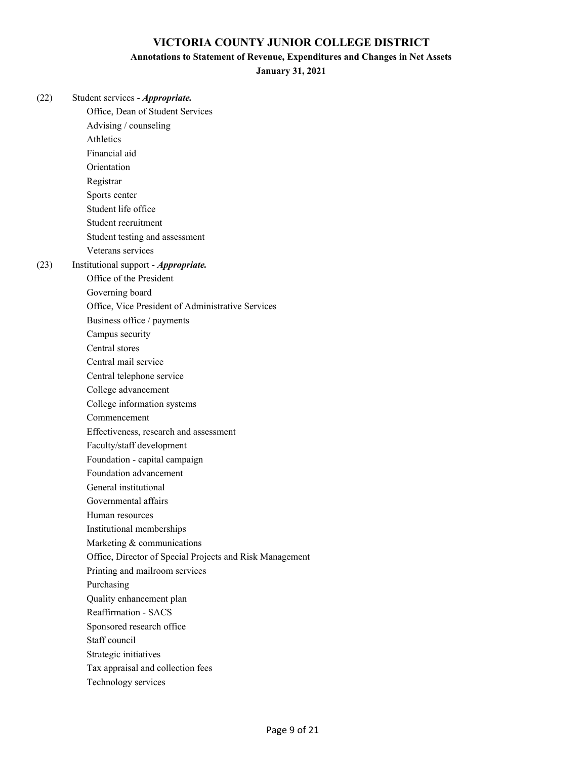# VICTORIA COUNTY JUNIOR COLLEGE DISTRICT

## Annotations to Statement of Revenue, Expenditures and Changes in Net Assets

**January 31, 2021**

(22) Student services - ***Appropriate.***

- Office, Dean of Student Services
- Advising / counseling
- Athletics
- Financial aid
- Orientation
- Registrar
- Sports center
- Student life office
- Student recruitment
- Student testing and assessment
- Veterans services

(23) Institutional support - ***Appropriate.***

- Office of the President
- Governing board
- Office, Vice President of Administrative Services
- Business office / payments
- Campus security
- Central stores
- Central mail service
- Central telephone service
- College advancement
- College information systems
- Commencement
- Effectiveness, research and assessment
- Faculty/staff development
- Foundation - capital campaign
- Foundation advancement
- General institutional
- Governmental affairs
- Human resources
- Institutional memberships
- Marketing & communications
- Office, Director of Special Projects and Risk Management
- Printing and mailroom services
- Purchasing
- Quality enhancement plan
- Reaffirmation - SACS
- Sponsored research office
- Staff council
- Strategic initiatives
- Tax appraisal and collection fees
- Technology services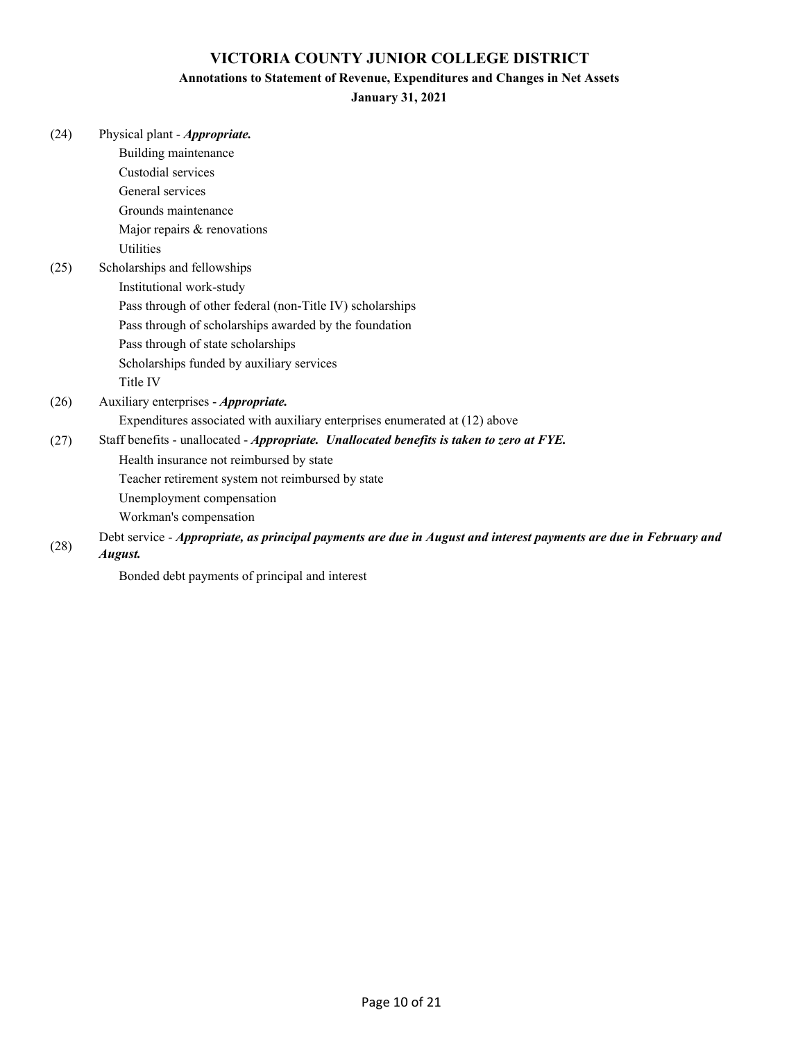# VICTORIA COUNTY JUNIOR COLLEGE DISTRICT

## Annotations to Statement of Revenue, Expenditures and Changes in Net Assets

### January 31, 2021

(24) Physical plant - ***Appropriate.***

- Building maintenance
- Custodial services
- General services
- Grounds maintenance
- Major repairs & renovations
- Utilities

(25) Scholarships and fellowships

- Institutional work-study
- Pass through of other federal (non-Title IV) scholarships
- Pass through of scholarships awarded by the foundation
- Pass through of state scholarships
- Scholarships funded by auxiliary services
- Title IV

(26) Auxiliary enterprises - ***Appropriate.***

- Expenditures associated with auxiliary enterprises enumerated at (12) above

(27) Staff benefits - unallocated - ***Appropriate. Unallocated benefits is taken to zero at FYE.***

- Health insurance not reimbursed by state
- Teacher retirement system not reimbursed by state
- Unemployment compensation
- Workman's compensation

(28) Debt service - ***Appropriate, as principal payments are due in August and interest payments are due in February and August.***

- Bonded debt payments of principal and interest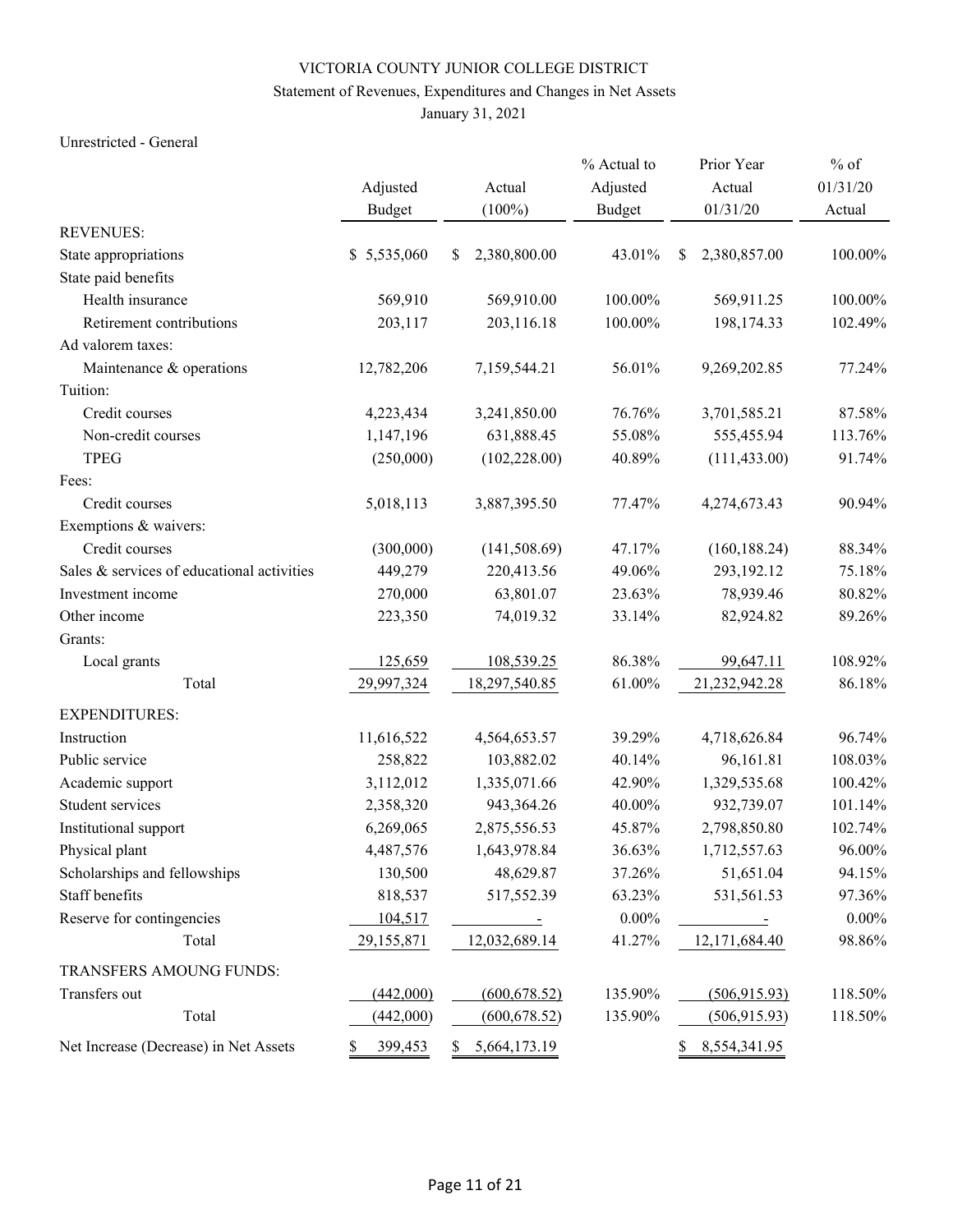VICTORIA COUNTY JUNIOR COLLEGE DISTRICT

Statement of Revenues, Expenditures and Changes in Net Assets

January 31, 2021

Unrestricted - General

| | Adjusted Budget | Actual (100%) | % Actual to Adjusted Budget | Prior Year Actual 01/31/20 | % of 01/31/20 Actual |
|---|---|---|---|---|---|
| REVENUES: | | | | | |
| State appropriations | $ 5,535,060 | $ 2,380,800.00 | 43.01% | $ 2,380,857.00 | 100.00% |
| State paid benefits | | | | | |
| Health insurance | 569,910 | 569,910.00 | 100.00% | 569,911.25 | 100.00% |
| Retirement contributions | 203,117 | 203,116.18 | 100.00% | 198,174.33 | 102.49% |
| Ad valorem taxes: | | | | | |
| Maintenance & operations | 12,782,206 | 7,159,544.21 | 56.01% | 9,269,202.85 | 77.24% |
| Tuition: | | | | | |
| Credit courses | 4,223,434 | 3,241,850.00 | 76.76% | 3,701,585.21 | 87.58% |
| Non-credit courses | 1,147,196 | 631,888.45 | 55.08% | 555,455.94 | 113.76% |
| TPEG | (250,000) | (102,228.00) | 40.89% | (111,433.00) | 91.74% |
| Fees: | | | | | |
| Credit courses | 5,018,113 | 3,887,395.50 | 77.47% | 4,274,673.43 | 90.94% |
| Exemptions & waivers: | | | | | |
| Credit courses | (300,000) | (141,508.69) | 47.17% | (160,188.24) | 88.34% |
| Sales & services of educational activities | 449,279 | 220,413.56 | 49.06% | 293,192.12 | 75.18% |
| Investment income | 270,000 | 63,801.07 | 23.63% | 78,939.46 | 80.82% |
| Other income | 223,350 | 74,019.32 | 33.14% | 82,924.82 | 89.26% |
| Grants: | | | | | |
| Local grants | 125,659 | 108,539.25 | 86.38% | 99,647.11 | 108.92% |
| Total | 29,997,324 | 18,297,540.85 | 61.00% | 21,232,942.28 | 86.18% |
| EXPENDITURES: | | | | | |
| Instruction | 11,616,522 | 4,564,653.57 | 39.29% | 4,718,626.84 | 96.74% |
| Public service | 258,822 | 103,882.02 | 40.14% | 96,161.81 | 108.03% |
| Academic support | 3,112,012 | 1,335,071.66 | 42.90% | 1,329,535.68 | 100.42% |
| Student services | 2,358,320 | 943,364.26 | 40.00% | 932,739.07 | 101.14% |
| Institutional support | 6,269,065 | 2,875,556.53 | 45.87% | 2,798,850.80 | 102.74% |
| Physical plant | 4,487,576 | 1,643,978.84 | 36.63% | 1,712,557.63 | 96.00% |
| Scholarships and fellowships | 130,500 | 48,629.87 | 37.26% | 51,651.04 | 94.15% |
| Staff benefits | 818,537 | 517,552.39 | 63.23% | 531,561.53 | 97.36% |
| Reserve for contingencies | 104,517 | - | 0.00% | - | 0.00% |
| Total | 29,155,871 | 12,032,689.14 | 41.27% | 12,171,684.40 | 98.86% |
| TRANSFERS AMOUNG FUNDS: | | | | | |
| Transfers out | (442,000) | (600,678.52) | 135.90% | (506,915.93) | 118.50% |
| Total | (442,000) | (600,678.52) | 135.90% | (506,915.93) | 118.50% |
| Net Increase (Decrease) in Net Assets | $ 399,453 | $ 5,664,173.19 | | $ 8,554,341.95 | |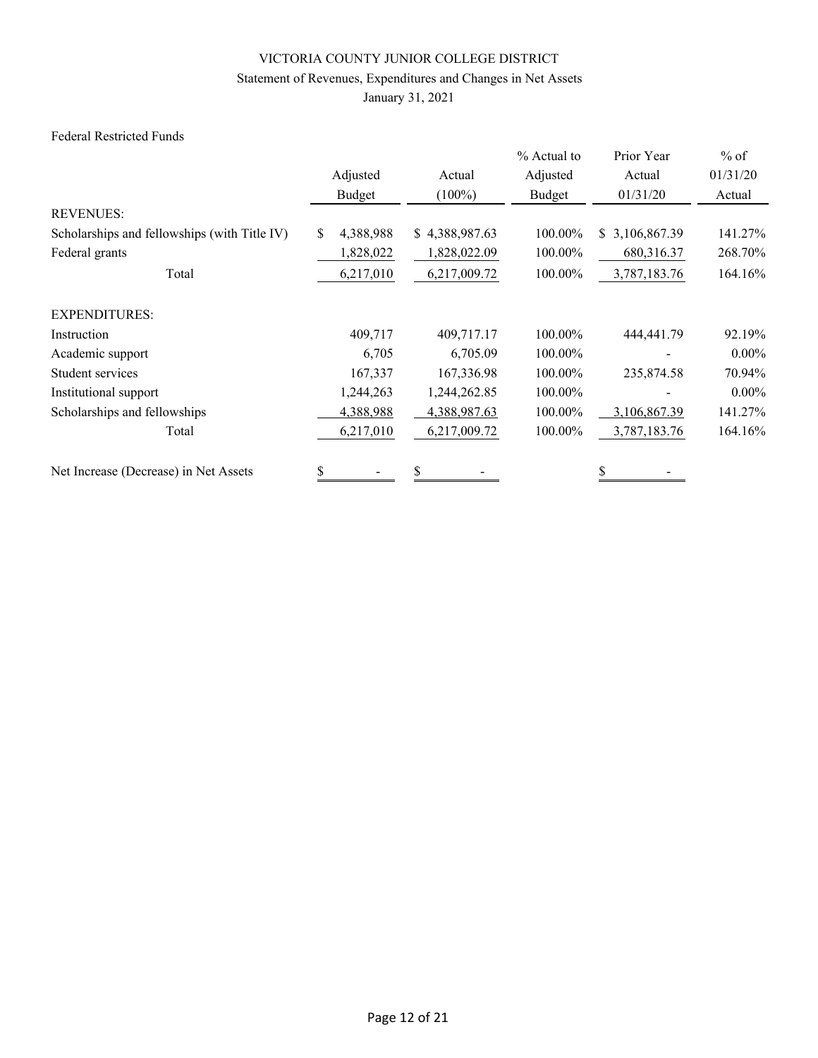VICTORIA COUNTY JUNIOR COLLEGE DISTRICT

Statement of Revenues, Expenditures and Changes in Net Assets

January 31, 2021

Federal Restricted Funds

| | Adjusted Budget | Actual (100%) | % Actual to Adjusted Budget | Prior Year Actual 01/31/20 | % of 01/31/20 Actual |
|---|---|---|---|---|---|
| REVENUES: | | | | | |
| Scholarships and fellowships (with Title IV) | $ 4,388,988 | $ 4,388,987.63 | 100.00% | $ 3,106,867.39 | 141.27% |
| Federal grants | 1,828,022 | 1,828,022.09 | 100.00% | 680,316.37 | 268.70% |
| Total | 6,217,010 | 6,217,009.72 | 100.00% | 3,787,183.76 | 164.16% |
| EXPENDITURES: | | | | | |
| Instruction | 409,717 | 409,717.17 | 100.00% | 444,441.79 | 92.19% |
| Academic support | 6,705 | 6,705.09 | 100.00% | - | 0.00% |
| Student services | 167,337 | 167,336.98 | 100.00% | 235,874.58 | 70.94% |
| Institutional support | 1,244,263 | 1,244,262.85 | 100.00% | - | 0.00% |
| Scholarships and fellowships | 4,388,988 | 4,388,987.63 | 100.00% | 3,106,867.39 | 141.27% |
| Total | 6,217,010 | 6,217,009.72 | 100.00% | 3,787,183.76 | 164.16% |
| Net Increase (Decrease) in Net Assets | $ - | $ - | | $ - | |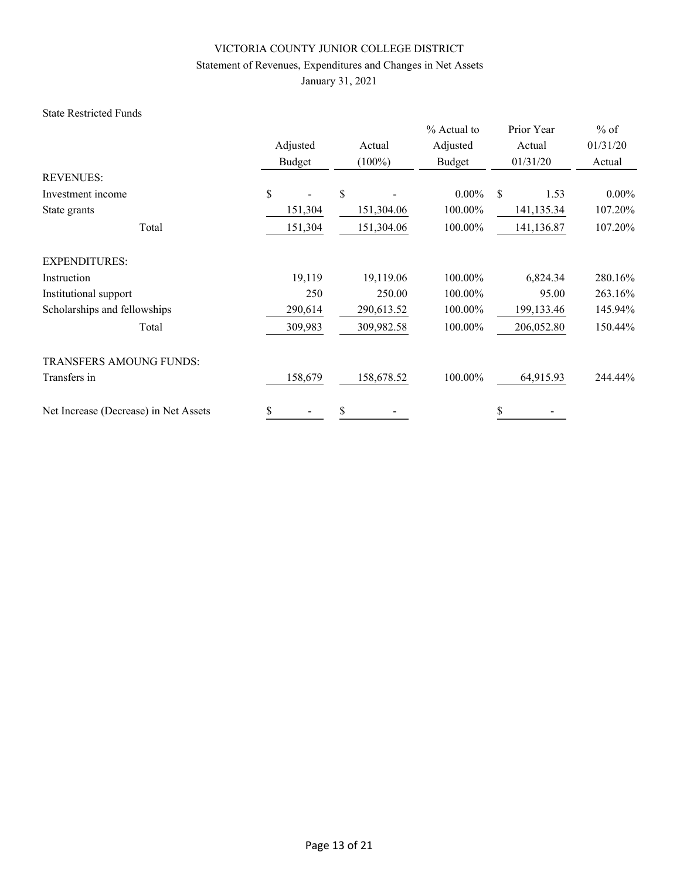# VICTORIA COUNTY JUNIOR COLLEGE DISTRICT

## Statement of Revenues, Expenditures and Changes in Net Assets

### January 31, 2021

State Restricted Funds

| | Adjusted Budget | Actual (100%) | % Actual to Adjusted Budget | Prior Year Actual 01/31/20 | % of 01/31/20 Actual |
|---|---|---|---|---|---|
| REVENUES: | | | | | |
| Investment income | $ - | $ - | 0.00% | $ 1.53 | 0.00% |
| State grants | 151,304 | 151,304.06 | 100.00% | 141,135.34 | 107.20% |
| Total | 151,304 | 151,304.06 | 100.00% | 141,136.87 | 107.20% |
| EXPENDITURES: | | | | | |
| Instruction | 19,119 | 19,119.06 | 100.00% | 6,824.34 | 280.16% |
| Institutional support | 250 | 250.00 | 100.00% | 95.00 | 263.16% |
| Scholarships and fellowships | 290,614 | 290,613.52 | 100.00% | 199,133.46 | 145.94% |
| Total | 309,983 | 309,982.58 | 100.00% | 206,052.80 | 150.44% |
| TRANSFERS AMOUNG FUNDS: | | | | | |
| Transfers in | 158,679 | 158,678.52 | 100.00% | 64,915.93 | 244.44% |
| Net Increase (Decrease) in Net Assets | $ - | $ - | | $ - | |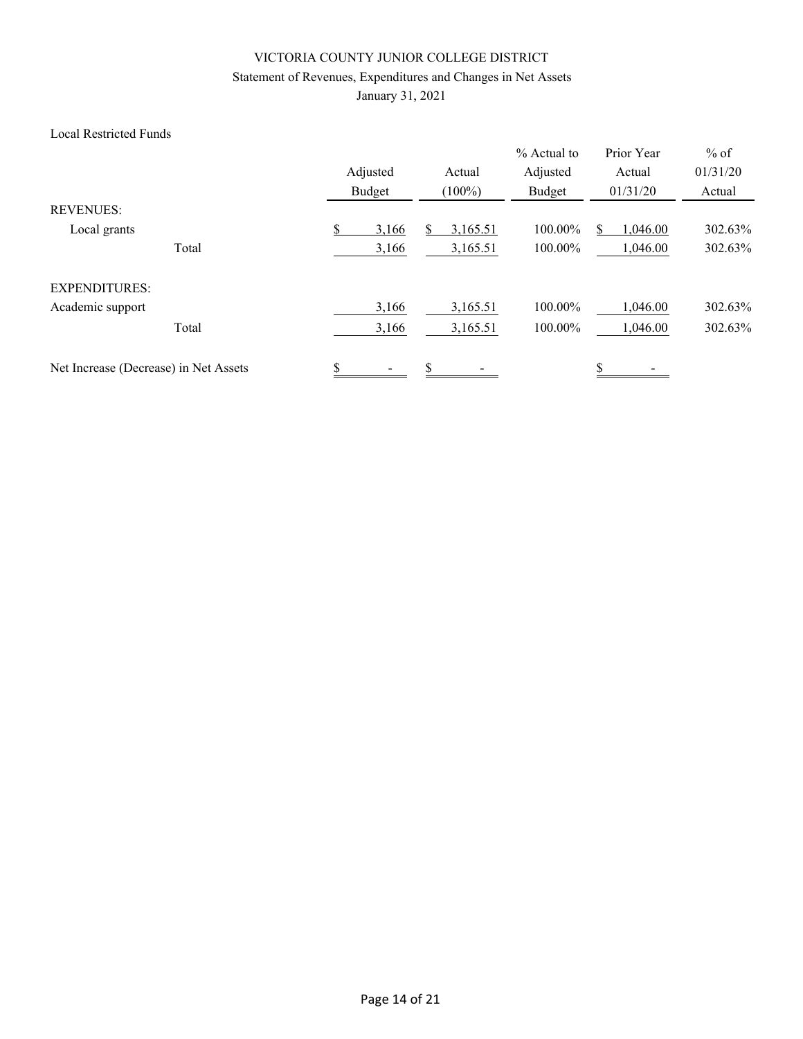VICTORIA COUNTY JUNIOR COLLEGE DISTRICT

Statement of Revenues, Expenditures and Changes in Net Assets

January 31, 2021

Local Restricted Funds

| | Adjusted Budget | Actual (100%) | % Actual to Adjusted Budget | Prior Year Actual 01/31/20 | % of 01/31/20 Actual |
|---|---|---|---|---|---|
| REVENUES: | | | | | |
| Local grants | $ 3,166 | $ 3,165.51 | 100.00% | $ 1,046.00 | 302.63% |
| Total | 3,166 | 3,165.51 | 100.00% | 1,046.00 | 302.63% |
| EXPENDITURES: | | | | | |
| Academic support | 3,166 | 3,165.51 | 100.00% | 1,046.00 | 302.63% |
| Total | 3,166 | 3,165.51 | 100.00% | 1,046.00 | 302.63% |
| Net Increase (Decrease) in Net Assets | $ - | $ - | | $ - | |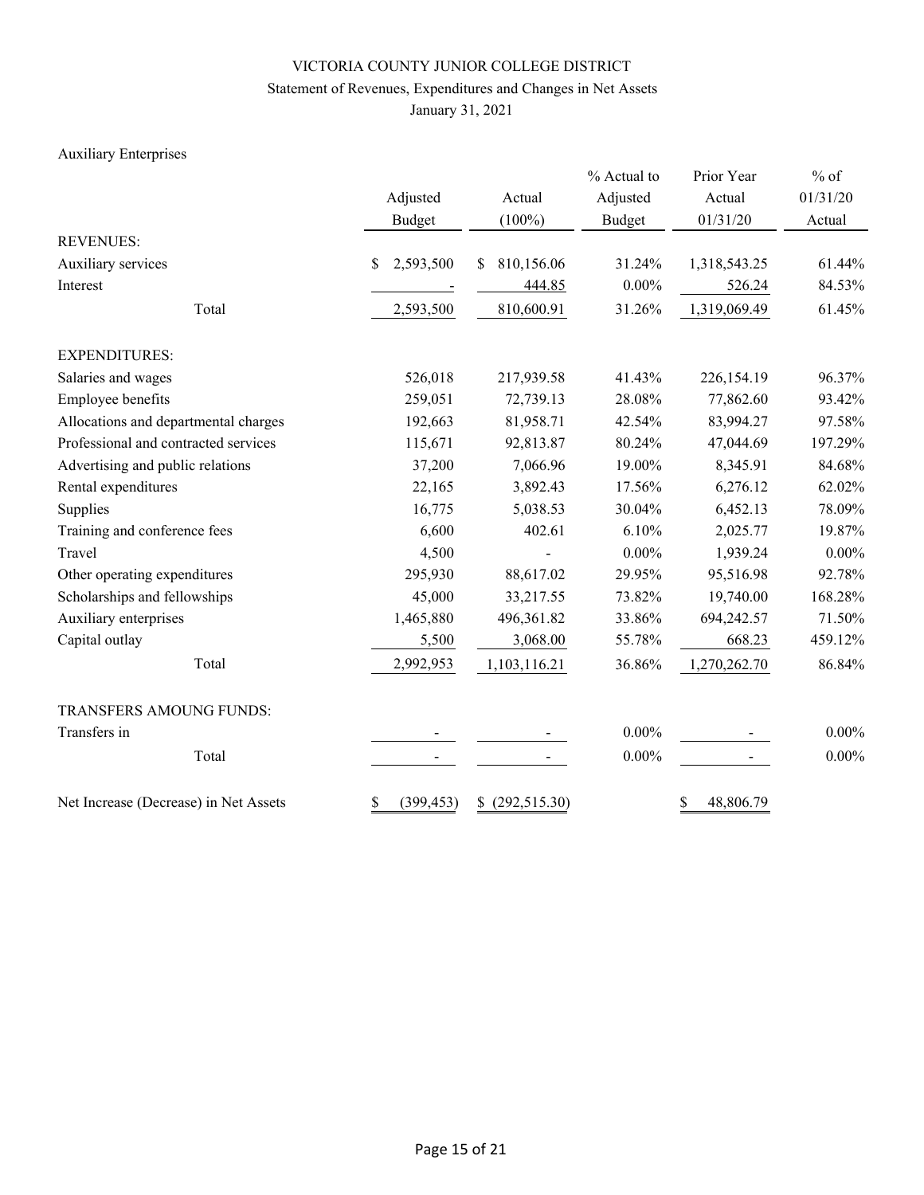# VICTORIA COUNTY JUNIOR COLLEGE DISTRICT

## Statement of Revenues, Expenditures and Changes in Net Assets

### January 31, 2021

Auxiliary Enterprises

| | Adjusted Budget | Actual (100%) | % Actual to Adjusted Budget | Prior Year Actual 01/31/20 | % of 01/31/20 Actual |
|---|---|---|---|---|---|
| REVENUES: | | | | | |
| Auxiliary services | $ 2,593,500 | $ 810,156.06 | 31.24% | 1,318,543.25 | 61.44% |
| Interest | - | 444.85 | 0.00% | 526.24 | 84.53% |
| Total | 2,593,500 | 810,600.91 | 31.26% | 1,319,069.49 | 61.45% |
| EXPENDITURES: | | | | | |
| Salaries and wages | 526,018 | 217,939.58 | 41.43% | 226,154.19 | 96.37% |
| Employee benefits | 259,051 | 72,739.13 | 28.08% | 77,862.60 | 93.42% |
| Allocations and departmental charges | 192,663 | 81,958.71 | 42.54% | 83,994.27 | 97.58% |
| Professional and contracted services | 115,671 | 92,813.87 | 80.24% | 47,044.69 | 197.29% |
| Advertising and public relations | 37,200 | 7,066.96 | 19.00% | 8,345.91 | 84.68% |
| Rental expenditures | 22,165 | 3,892.43 | 17.56% | 6,276.12 | 62.02% |
| Supplies | 16,775 | 5,038.53 | 30.04% | 6,452.13 | 78.09% |
| Training and conference fees | 6,600 | 402.61 | 6.10% | 2,025.77 | 19.87% |
| Travel | 4,500 | - | 0.00% | 1,939.24 | 0.00% |
| Other operating expenditures | 295,930 | 88,617.02 | 29.95% | 95,516.98 | 92.78% |
| Scholarships and fellowships | 45,000 | 33,217.55 | 73.82% | 19,740.00 | 168.28% |
| Auxiliary enterprises | 1,465,880 | 496,361.82 | 33.86% | 694,242.57 | 71.50% |
| Capital outlay | 5,500 | 3,068.00 | 55.78% | 668.23 | 459.12% |
| Total | 2,992,953 | 1,103,116.21 | 36.86% | 1,270,262.70 | 86.84% |
| TRANSFERS AMOUNG FUNDS: | | | | | |
| Transfers in | - | - | 0.00% | - | 0.00% |
| Total | - | - | 0.00% | - | 0.00% |
| Net Increase (Decrease) in Net Assets | $ (399,453) | $ (292,515.30) | | $ 48,806.79 | |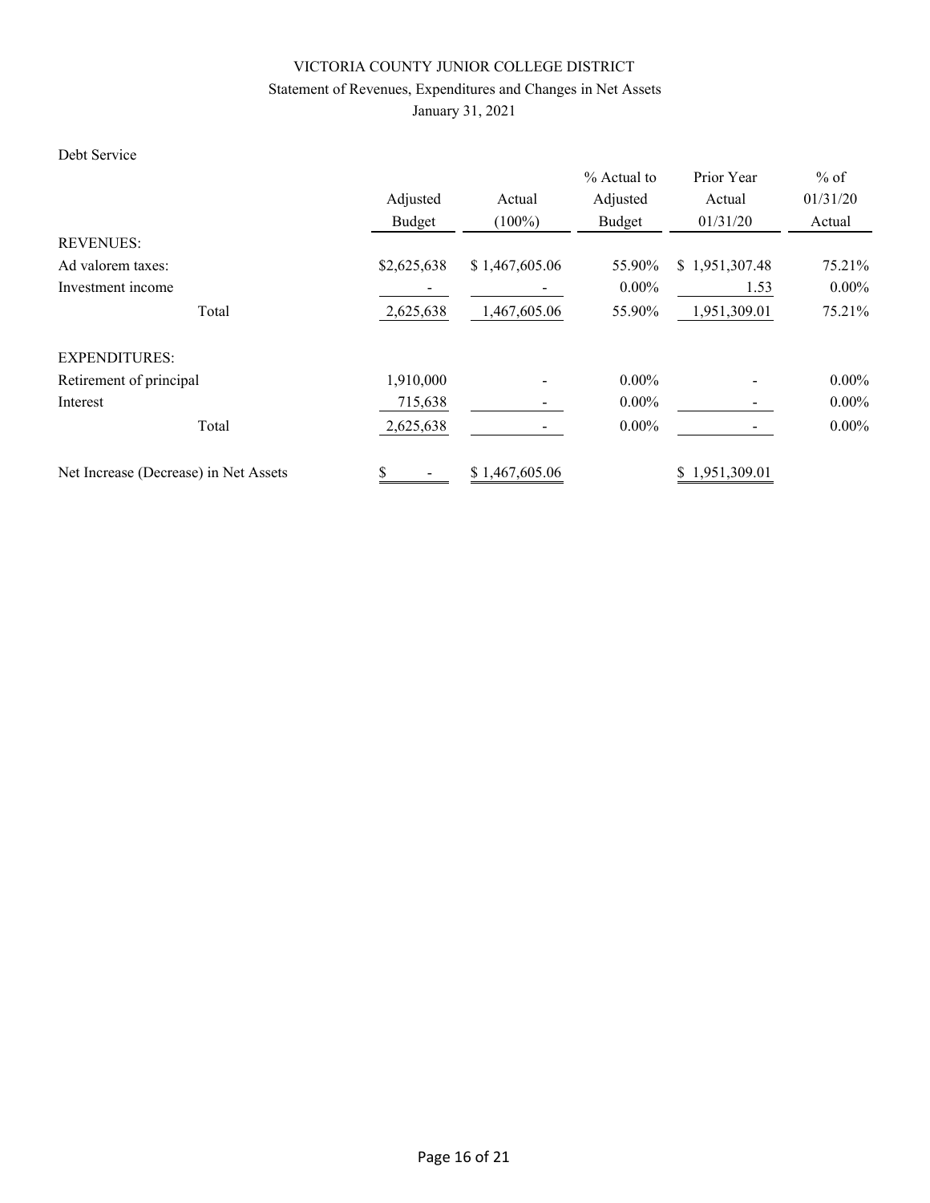VICTORIA COUNTY JUNIOR COLLEGE DISTRICT

Statement of Revenues, Expenditures and Changes in Net Assets

January 31, 2021

Debt Service

| | Adjusted Budget | Actual (100%) | % Actual to Adjusted Budget | Prior Year Actual 01/31/20 | % of 01/31/20 Actual |
|---|---|---|---|---|---|
| REVENUES: | | | | | |
| Ad valorem taxes: | $2,625,638 | $ 1,467,605.06 | 55.90% | $ 1,951,307.48 | 75.21% |
| Investment income | - | - | 0.00% | 1.53 | 0.00% |
| Total | 2,625,638 | 1,467,605.06 | 55.90% | 1,951,309.01 | 75.21% |
| EXPENDITURES: | | | | | |
| Retirement of principal | 1,910,000 | - | 0.00% | - | 0.00% |
| Interest | 715,638 | - | 0.00% | - | 0.00% |
| Total | 2,625,638 | - | 0.00% | - | 0.00% |
| Net Increase (Decrease) in Net Assets | $ - | $ 1,467,605.06 | | $ 1,951,309.01 | |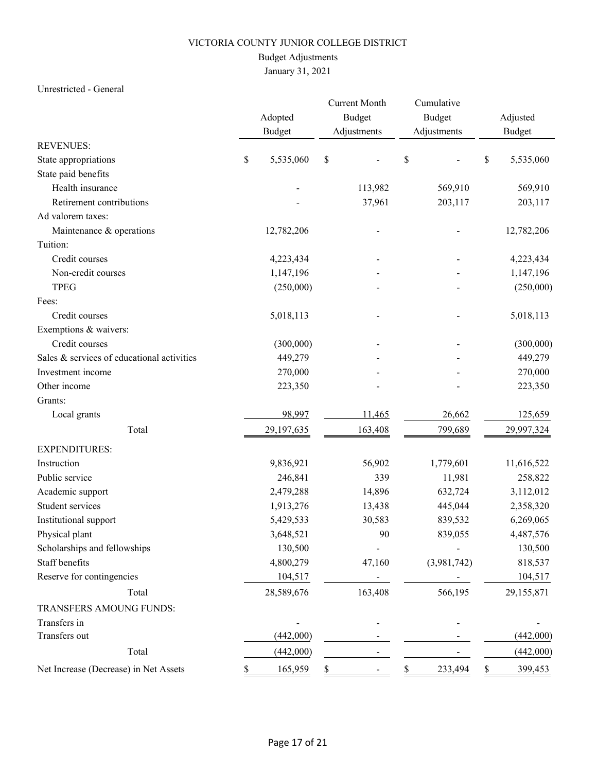# VICTORIA COUNTY JUNIOR COLLEGE DISTRICT

## Budget Adjustments

### January 31, 2021

Unrestricted - General

| | Adopted Budget | Current Month Budget Adjustments | Cumulative Budget Adjustments | Adjusted Budget |
|---|---|---|---|---|
| **REVENUES:** | | | | |
| State appropriations | $ 5,535,060 | $ - | $ - | $ 5,535,060 |
| State paid benefits | | | | |
| Health insurance | - | 113,982 | 569,910 | 569,910 |
| Retirement contributions | - | 37,961 | 203,117 | 203,117 |
| Ad valorem taxes: | | | | |
| Maintenance & operations | 12,782,206 | - | - | 12,782,206 |
| Tuition: | | | | |
| Credit courses | 4,223,434 | - | - | 4,223,434 |
| Non-credit courses | 1,147,196 | - | - | 1,147,196 |
| TPEG | (250,000) | - | - | (250,000) |
| Fees: | | | | |
| Credit courses | 5,018,113 | - | - | 5,018,113 |
| Exemptions & waivers: | | | | |
| Credit courses | (300,000) | - | - | (300,000) |
| Sales & services of educational activities | 449,279 | - | - | 449,279 |
| Investment income | 270,000 | - | - | 270,000 |
| Other income | 223,350 | - | - | 223,350 |
| Grants: | | | | |
| Local grants | 98,997 | 11,465 | 26,662 | 125,659 |
| Total | 29,197,635 | 163,408 | 799,689 | 29,997,324 |
| **EXPENDITURES:** | | | | |
| Instruction | 9,836,921 | 56,902 | 1,779,601 | 11,616,522 |
| Public service | 246,841 | 339 | 11,981 | 258,822 |
| Academic support | 2,479,288 | 14,896 | 632,724 | 3,112,012 |
| Student services | 1,913,276 | 13,438 | 445,044 | 2,358,320 |
| Institutional support | 5,429,533 | 30,583 | 839,532 | 6,269,065 |
| Physical plant | 3,648,521 | 90 | 839,055 | 4,487,576 |
| Scholarships and fellowships | 130,500 | - | - | 130,500 |
| Staff benefits | 4,800,279 | 47,160 | (3,981,742) | 818,537 |
| Reserve for contingencies | 104,517 | - | - | 104,517 |
| Total | 28,589,676 | 163,408 | 566,195 | 29,155,871 |
| **TRANSFERS AMOUNG FUNDS:** | | | | |
| Transfers in | - | - | - | - |
| Transfers out | (442,000) | - | - | (442,000) |
| Total | (442,000) | - | - | (442,000) |
| Net Increase (Decrease) in Net Assets | $ 165,959 | $ - | $ 233,494 | $ 399,453 |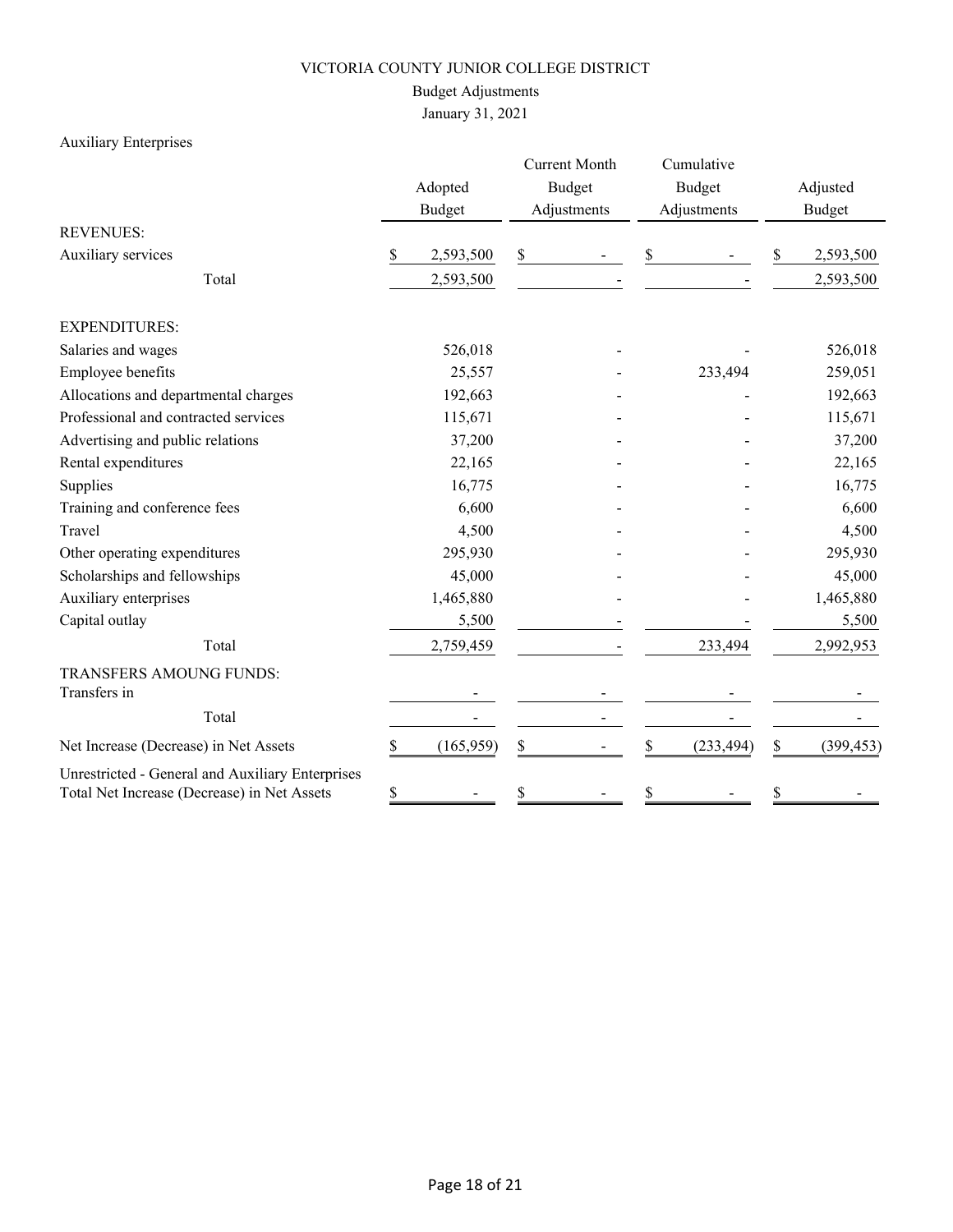# VICTORIA COUNTY JUNIOR COLLEGE DISTRICT

## Budget Adjustments

January 31, 2021

Auxiliary Enterprises

| | Adopted Budget | Current Month Budget Adjustments | Cumulative Budget Adjustments | Adjusted Budget |
|---|---|---|---|---|
| REVENUES: | | | | |
| Auxiliary services | $ 2,593,500 | $ - | $ - | $ 2,593,500 |
| Total | 2,593,500 | - | - | 2,593,500 |
| EXPENDITURES: | | | | |
| Salaries and wages | 526,018 | - | - | 526,018 |
| Employee benefits | 25,557 | - | 233,494 | 259,051 |
| Allocations and departmental charges | 192,663 | - | - | 192,663 |
| Professional and contracted services | 115,671 | - | - | 115,671 |
| Advertising and public relations | 37,200 | - | - | 37,200 |
| Rental expenditures | 22,165 | - | - | 22,165 |
| Supplies | 16,775 | - | - | 16,775 |
| Training and conference fees | 6,600 | - | - | 6,600 |
| Travel | 4,500 | - | - | 4,500 |
| Other operating expenditures | 295,930 | - | - | 295,930 |
| Scholarships and fellowships | 45,000 | - | - | 45,000 |
| Auxiliary enterprises | 1,465,880 | - | - | 1,465,880 |
| Capital outlay | 5,500 | - | - | 5,500 |
| Total | 2,759,459 | - | 233,494 | 2,992,953 |
| TRANSFERS AMOUNG FUNDS: | | | | |
| Transfers in | - | - | - | - |
| Total | - | - | - | - |
| Net Increase (Decrease) in Net Assets | $ (165,959) | $ - | $ (233,494) | $ (399,453) |
| Unrestricted - General and Auxiliary Enterprises Total Net Increase (Decrease) in Net Assets | $ - | $ - | $ - | $ - |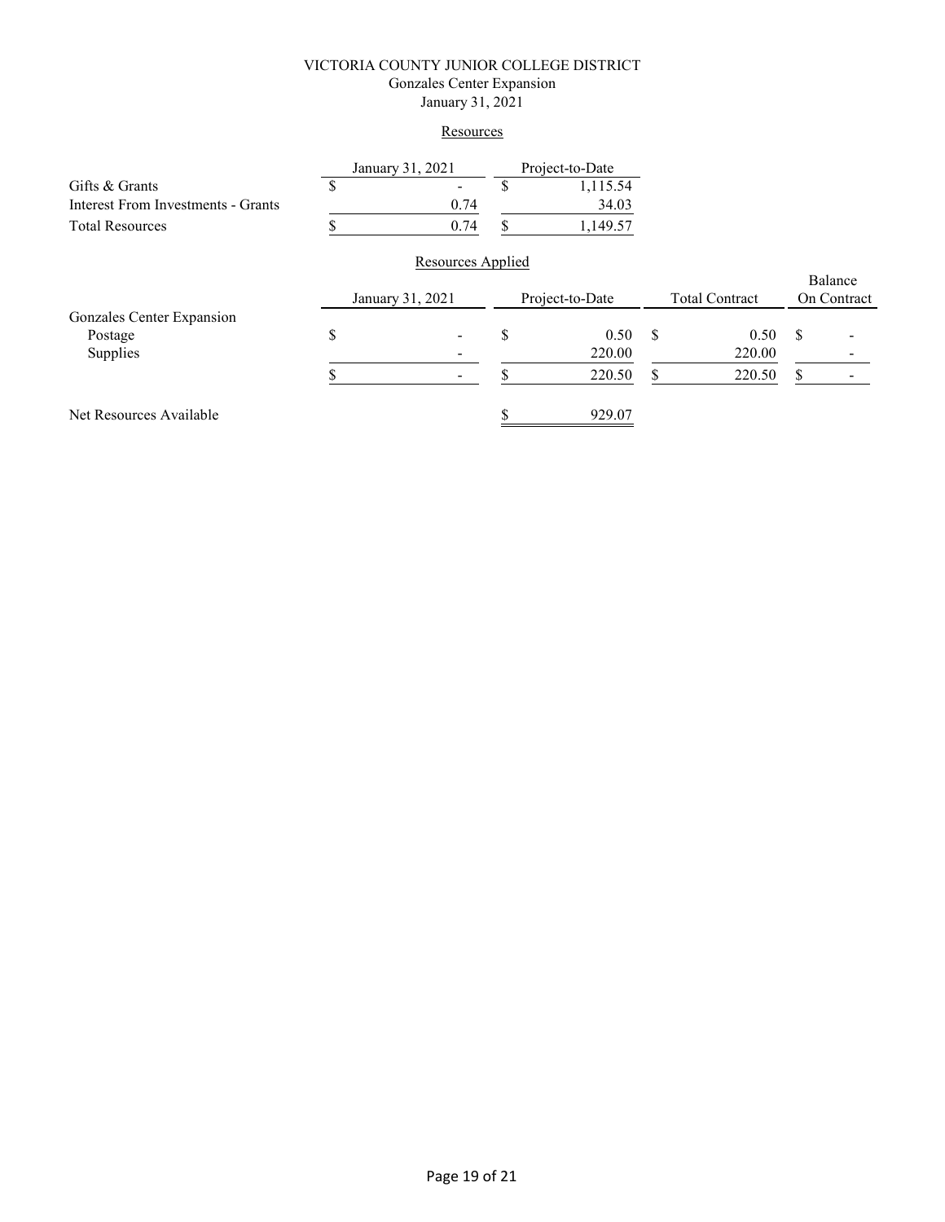# VICTORIA COUNTY JUNIOR COLLEGE DISTRICT

## Gonzales Center Expansion

### January 31, 2021

**Resources**

| | January 31, 2021 | Project-to-Date |
|---|---|---|
| Gifts & Grants | $ - | $ 1,115.54 |
| Interest From Investments - Grants | 0.74 | 34.03 |
| Total Resources | $ 0.74 | $ 1,149.57 |

**Resources Applied**

| | January 31, 2021 | Project-to-Date | Total Contract | Balance On Contract |
|---|---|---|---|---|
| Gonzales Center Expansion | | | | |
| Postage | $ - | $ 0.50 | $ 0.50 | $ - |
| Supplies | - | 220.00 | 220.00 | - |
| | $ - | $ 220.50 | $ 220.50 | $ - |
| | | | | |
| Net Resources Available | | $ 929.07 | | |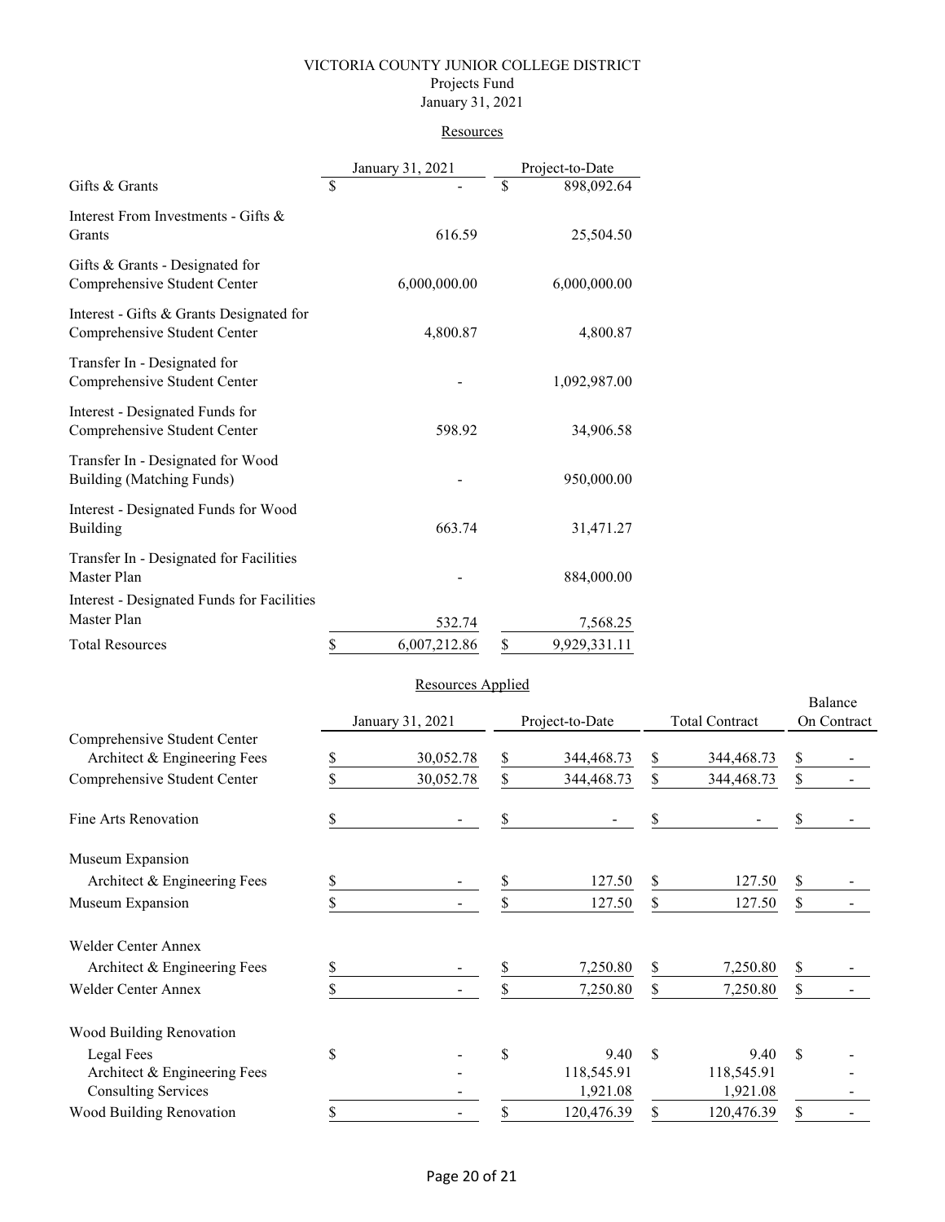# VICTORIA COUNTY JUNIOR COLLEGE DISTRICT

## Projects Fund

## January 31, 2021

### Resources

| | January 31, 2021 | Project-to-Date |
|---|---|---|
| Gifts & Grants | $ - | $ 898,092.64 |
| Interest From Investments - Gifts & Grants | 616.59 | 25,504.50 |
| Gifts & Grants - Designated for Comprehensive Student Center | 6,000,000.00 | 6,000,000.00 |
| Interest - Gifts & Grants Designated for Comprehensive Student Center | 4,800.87 | 4,800.87 |
| Transfer In - Designated for Comprehensive Student Center | - | 1,092,987.00 |
| Interest - Designated Funds for Comprehensive Student Center | 598.92 | 34,906.58 |
| Transfer In - Designated for Wood Building (Matching Funds) | - | 950,000.00 |
| Interest - Designated Funds for Wood Building | 663.74 | 31,471.27 |
| Transfer In - Designated for Facilities Master Plan | - | 884,000.00 |
| Interest - Designated Funds for Facilities Master Plan | 532.74 | 7,568.25 |
| Total Resources | $ 6,007,212.86 | $ 9,929,331.11 |

### Resources Applied

| | January 31, 2021 | Project-to-Date | Total Contract | Balance On Contract |
|---|---|---|---|---|
| Comprehensive Student Center | | | | |
| Architect & Engineering Fees | $ 30,052.78 | $ 344,468.73 | $ 344,468.73 | $ - |
| Comprehensive Student Center | $ 30,052.78 | $ 344,468.73 | $ 344,468.73 | $ - |
| Fine Arts Renovation | $ - | $ - | $ - | $ - |
| Museum Expansion | | | | |
| Architect & Engineering Fees | $ - | $ 127.50 | $ 127.50 | $ - |
| Museum Expansion | $ - | $ 127.50 | $ 127.50 | $ - |
| Welder Center Annex | | | | |
| Architect & Engineering Fees | $ - | $ 7,250.80 | $ 7,250.80 | $ - |
| Welder Center Annex | $ - | $ 7,250.80 | $ 7,250.80 | $ - |
| Wood Building Renovation | | | | |
| Legal Fees | $ - | $ 9.40 | $ 9.40 | $ - |
| Architect & Engineering Fees | - | 118,545.91 | 118,545.91 | - |
| Consulting Services | - | 1,921.08 | 1,921.08 | - |
| Wood Building Renovation | $ - | $ 120,476.39 | $ 120,476.39 | $ - |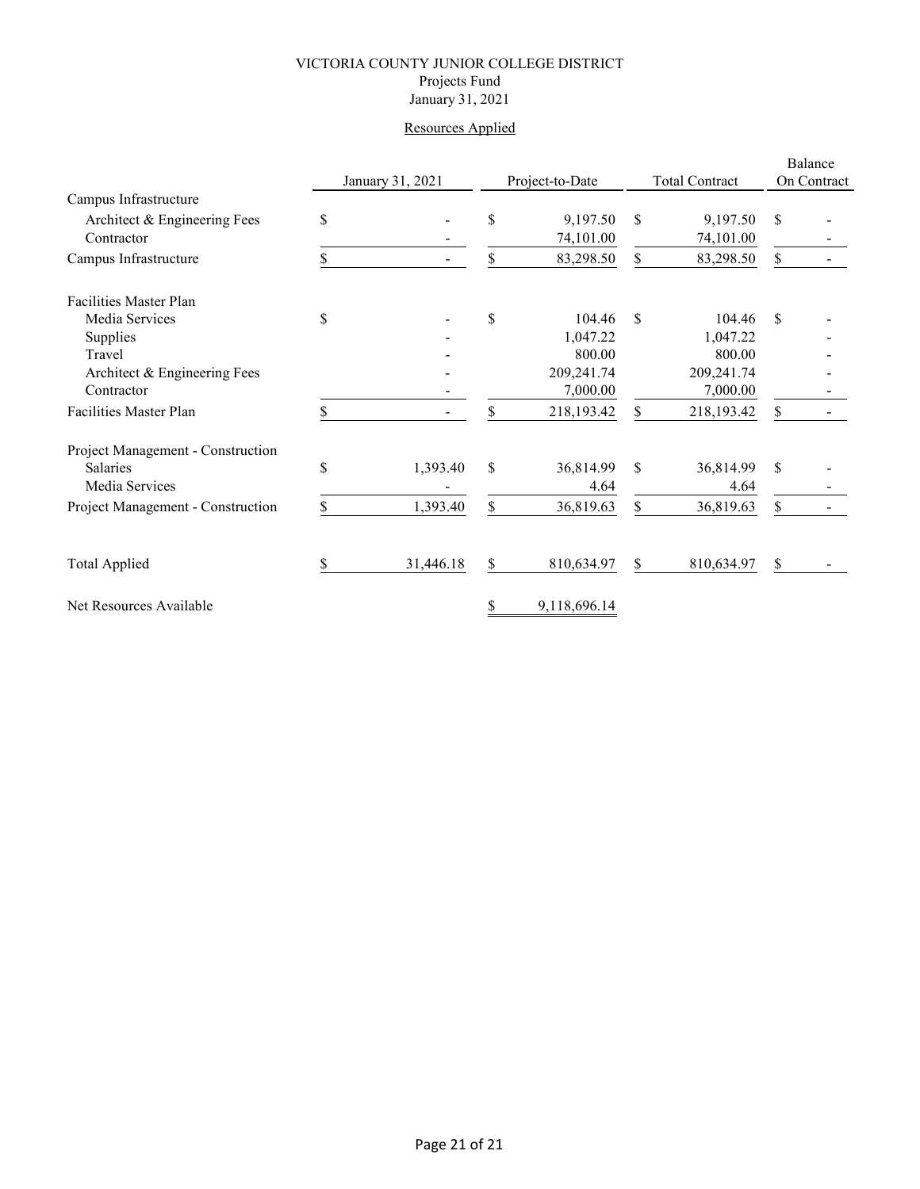VICTORIA COUNTY JUNIOR COLLEGE DISTRICT
Projects Fund
January 31, 2021

Resources Applied

| | January 31, 2021 | Project-to-Date | Total Contract | Balance On Contract |
|---|---|---|---|---|
| Campus Infrastructure | | | | |
| Architect & Engineering Fees | $ - | $ 9,197.50 | $ 9,197.50 | $ - |
| Contractor | - | 74,101.00 | 74,101.00 | - |
| Campus Infrastructure | $ - | $ 83,298.50 | $ 83,298.50 | $ - |
| Facilities Master Plan | | | | |
| Media Services | $ - | $ 104.46 | $ 104.46 | $ - |
| Supplies | - | 1,047.22 | 1,047.22 | - |
| Travel | - | 800.00 | 800.00 | - |
| Architect & Engineering Fees | - | 209,241.74 | 209,241.74 | - |
| Contractor | - | 7,000.00 | 7,000.00 | - |
| Facilities Master Plan | $ - | $ 218,193.42 | $ 218,193.42 | $ - |
| Project Management - Construction | | | | |
| Salaries | $ 1,393.40 | $ 36,814.99 | $ 36,814.99 | $ - |
| Media Services | - | 4.64 | 4.64 | - |
| Project Management - Construction | $ 1,393.40 | $ 36,819.63 | $ 36,819.63 | $ - |
| Total Applied | $ 31,446.18 | $ 810,634.97 | $ 810,634.97 | $ - |
| Net Resources Available | | $ 9,118,696.14 | | |